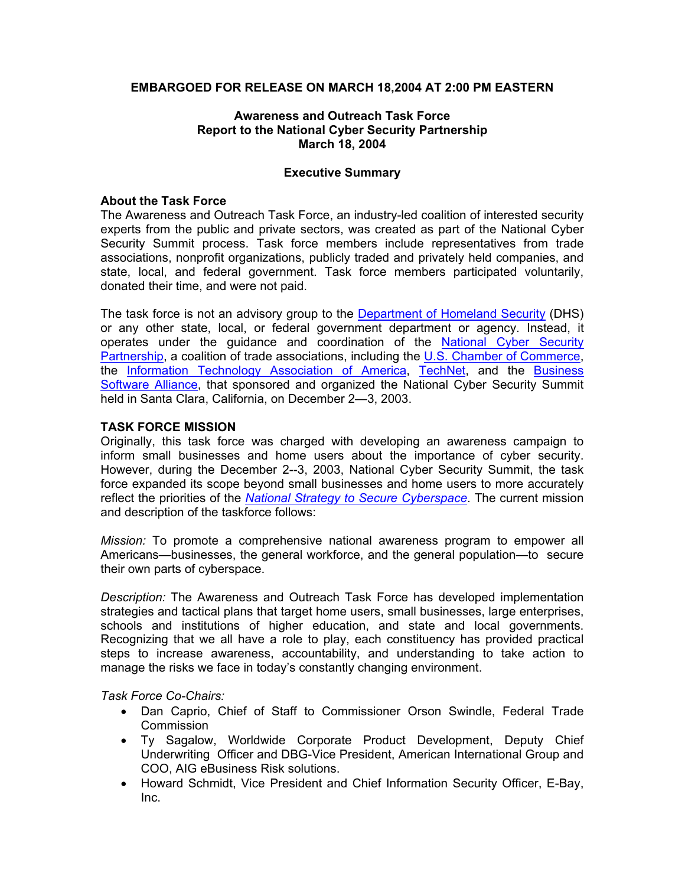**EMBARGOED FOR RELEASE ON MARCH 18,2004 AT 2:00 PM EASTERN**

**Awareness and Outreach Task Force**
**Report to the National Cyber Security Partnership**
**March 18, 2004**

## Executive Summary

### About the Task Force

The Awareness and Outreach Task Force, an industry-led coalition of interested security experts from the public and private sectors, was created as part of the National Cyber Security Summit process. Task force members include representatives from trade associations, nonprofit organizations, publicly traded and privately held companies, and state, local, and federal government. Task force members participated voluntarily, donated their time, and were not paid.

The task force is not an advisory group to the Department of Homeland Security (DHS) or any other state, local, or federal government department or agency. Instead, it operates under the guidance and coordination of the National Cyber Security Partnership, a coalition of trade associations, including the U.S. Chamber of Commerce, the Information Technology Association of America, TechNet, and the Business Software Alliance, that sponsored and organized the National Cyber Security Summit held in Santa Clara, California, on December 2—3, 2003.

### TASK FORCE MISSION

Originally, this task force was charged with developing an awareness campaign to inform small businesses and home users about the importance of cyber security. However, during the December 2--3, 2003, National Cyber Security Summit, the task force expanded its scope beyond small businesses and home users to more accurately reflect the priorities of the *National Strategy to Secure Cyberspace*. The current mission and description of the taskforce follows:

*Mission:* To promote a comprehensive national awareness program to empower all Americans—businesses, the general workforce, and the general population—to secure their own parts of cyberspace.

*Description:* The Awareness and Outreach Task Force has developed implementation strategies and tactical plans that target home users, small businesses, large enterprises, schools and institutions of higher education, and state and local governments. Recognizing that we all have a role to play, each constituency has provided practical steps to increase awareness, accountability, and understanding to take action to manage the risks we face in today's constantly changing environment.

*Task Force Co-Chairs:*

- Dan Caprio, Chief of Staff to Commissioner Orson Swindle, Federal Trade Commission
- Ty Sagalow, Worldwide Corporate Product Development, Deputy Chief Underwriting Officer and DBG-Vice President, American International Group and COO, AIG eBusiness Risk solutions.
- Howard Schmidt, Vice President and Chief Information Security Officer, E-Bay, Inc.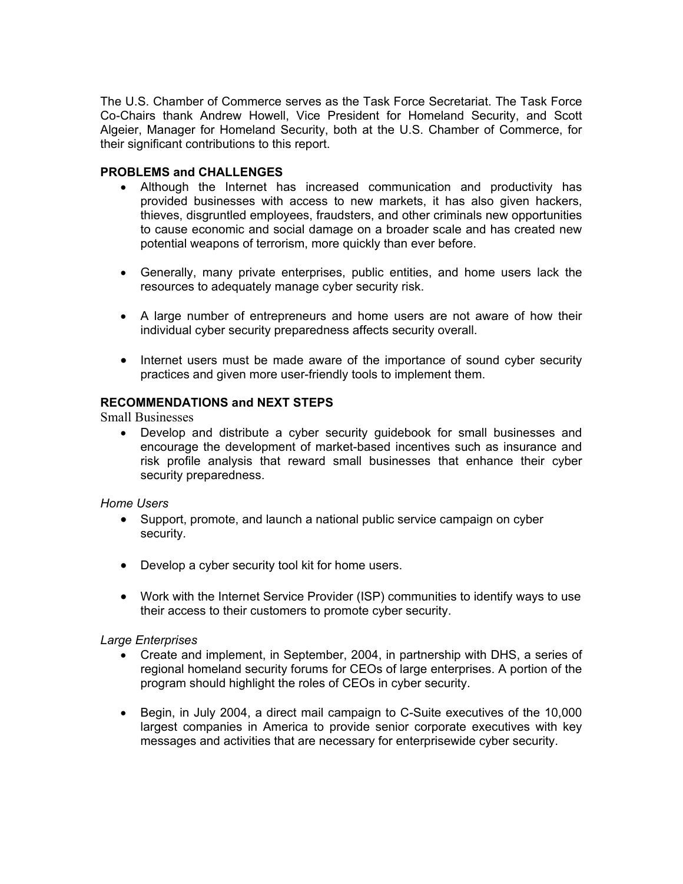The U.S. Chamber of Commerce serves as the Task Force Secretariat. The Task Force Co-Chairs thank Andrew Howell, Vice President for Homeland Security, and Scott Algeier, Manager for Homeland Security, both at the U.S. Chamber of Commerce, for their significant contributions to this report.

**PROBLEMS and CHALLENGES**

- Although the Internet has increased communication and productivity has provided businesses with access to new markets, it has also given hackers, thieves, disgruntled employees, fraudsters, and other criminals new opportunities to cause economic and social damage on a broader scale and has created new potential weapons of terrorism, more quickly than ever before.

- Generally, many private enterprises, public entities, and home users lack the resources to adequately manage cyber security risk.

- A large number of entrepreneurs and home users are not aware of how their individual cyber security preparedness affects security overall.

- Internet users must be made aware of the importance of sound cyber security practices and given more user-friendly tools to implement them.

**RECOMMENDATIONS and NEXT STEPS**

Small Businesses

- Develop and distribute a cyber security guidebook for small businesses and encourage the development of market-based incentives such as insurance and risk profile analysis that reward small businesses that enhance their cyber security preparedness.

*Home Users*

- Support, promote, and launch a national public service campaign on cyber security.

- Develop a cyber security tool kit for home users.

- Work with the Internet Service Provider (ISP) communities to identify ways to use their access to their customers to promote cyber security.

*Large Enterprises*

- Create and implement, in September, 2004, in partnership with DHS, a series of regional homeland security forums for CEOs of large enterprises. A portion of the program should highlight the roles of CEOs in cyber security.

- Begin, in July 2004, a direct mail campaign to C-Suite executives of the 10,000 largest companies in America to provide senior corporate executives with key messages and activities that are necessary for enterprisewide cyber security.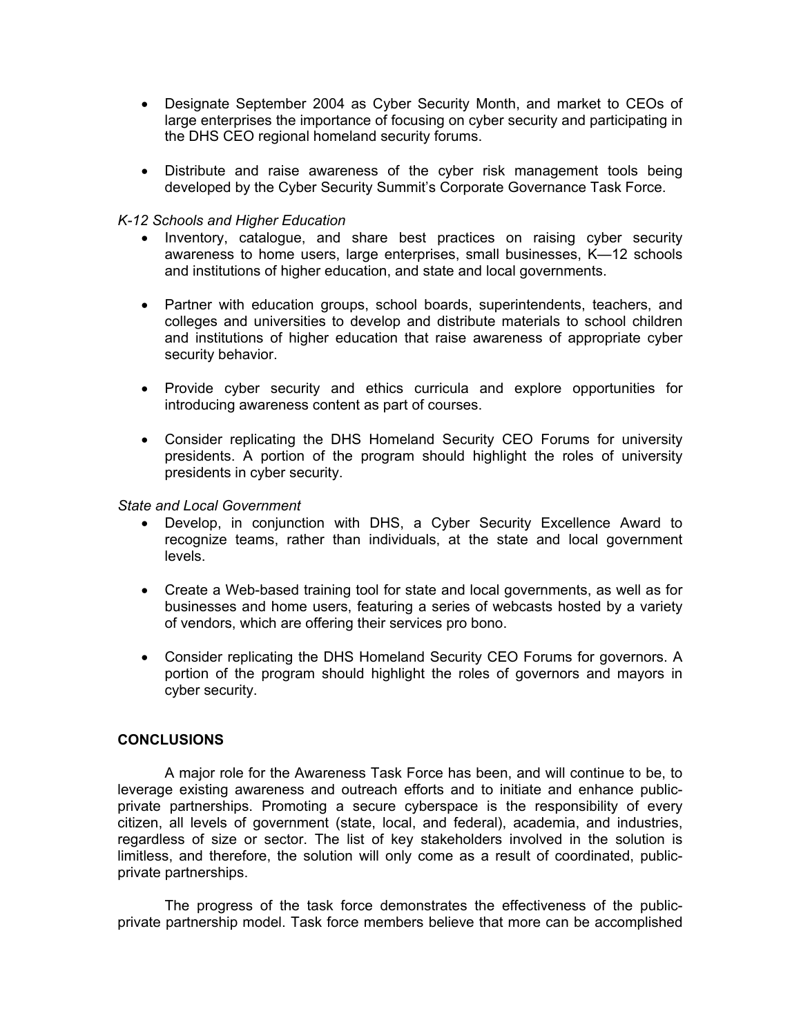- Designate September 2004 as Cyber Security Month, and market to CEOs of large enterprises the importance of focusing on cyber security and participating in the DHS CEO regional homeland security forums.

- Distribute and raise awareness of the cyber risk management tools being developed by the Cyber Security Summit's Corporate Governance Task Force.

*K-12 Schools and Higher Education*

- Inventory, catalogue, and share best practices on raising cyber security awareness to home users, large enterprises, small businesses, K—12 schools and institutions of higher education, and state and local governments.

- Partner with education groups, school boards, superintendents, teachers, and colleges and universities to develop and distribute materials to school children and institutions of higher education that raise awareness of appropriate cyber security behavior.

- Provide cyber security and ethics curricula and explore opportunities for introducing awareness content as part of courses.

- Consider replicating the DHS Homeland Security CEO Forums for university presidents. A portion of the program should highlight the roles of university presidents in cyber security.

*State and Local Government*

- Develop, in conjunction with DHS, a Cyber Security Excellence Award to recognize teams, rather than individuals, at the state and local government levels.

- Create a Web-based training tool for state and local governments, as well as for businesses and home users, featuring a series of webcasts hosted by a variety of vendors, which are offering their services pro bono.

- Consider replicating the DHS Homeland Security CEO Forums for governors. A portion of the program should highlight the roles of governors and mayors in cyber security.

## CONCLUSIONS

A major role for the Awareness Task Force has been, and will continue to be, to leverage existing awareness and outreach efforts and to initiate and enhance public-private partnerships. Promoting a secure cyberspace is the responsibility of every citizen, all levels of government (state, local, and federal), academia, and industries, regardless of size or sector. The list of key stakeholders involved in the solution is limitless, and therefore, the solution will only come as a result of coordinated, public-private partnerships.

The progress of the task force demonstrates the effectiveness of the public-private partnership model. Task force members believe that more can be accomplished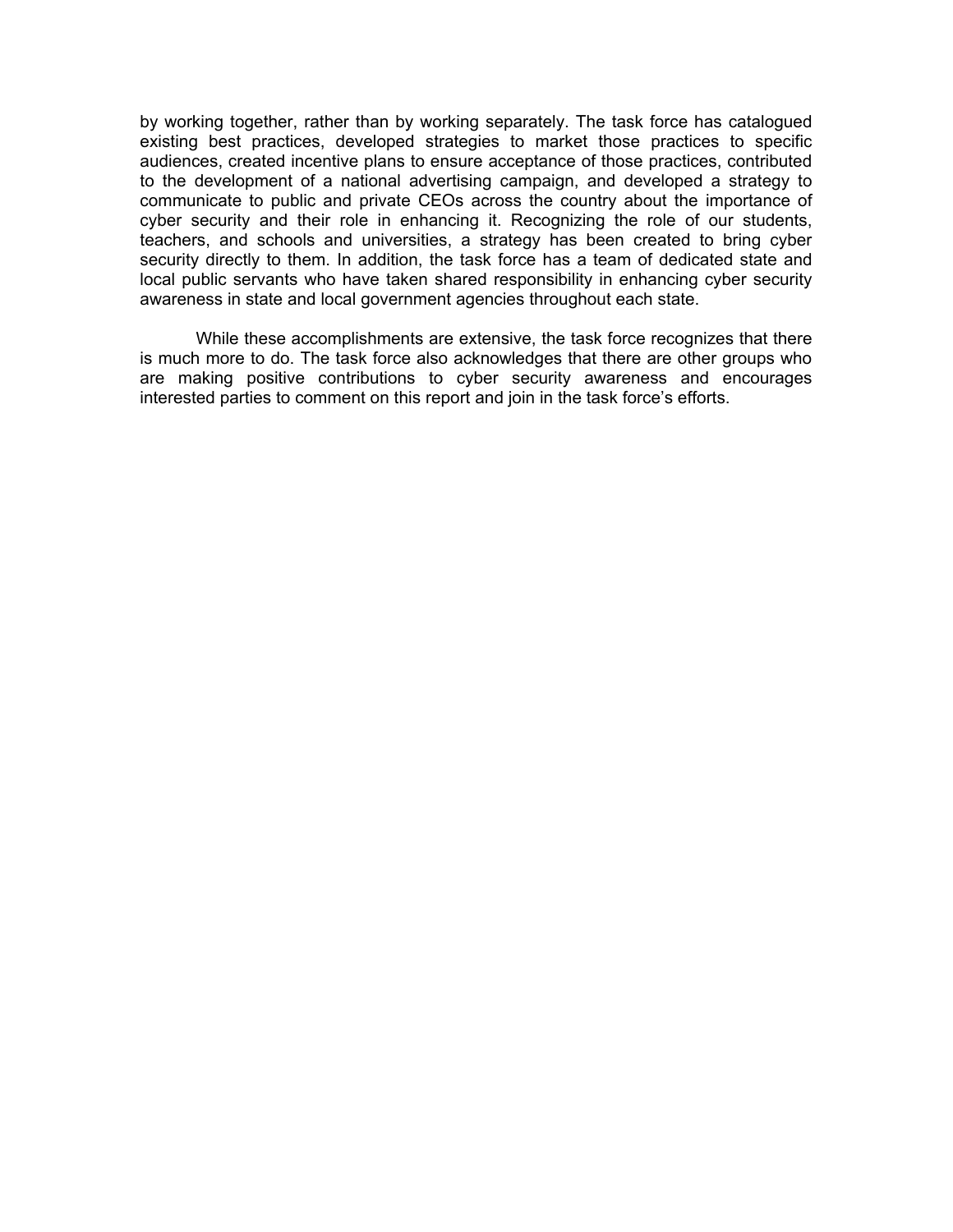by working together, rather than by working separately. The task force has catalogued existing best practices, developed strategies to market those practices to specific audiences, created incentive plans to ensure acceptance of those practices, contributed to the development of a national advertising campaign, and developed a strategy to communicate to public and private CEOs across the country about the importance of cyber security and their role in enhancing it. Recognizing the role of our students, teachers, and schools and universities, a strategy has been created to bring cyber security directly to them. In addition, the task force has a team of dedicated state and local public servants who have taken shared responsibility in enhancing cyber security awareness in state and local government agencies throughout each state.

While these accomplishments are extensive, the task force recognizes that there is much more to do. The task force also acknowledges that there are other groups who are making positive contributions to cyber security awareness and encourages interested parties to comment on this report and join in the task force's efforts.